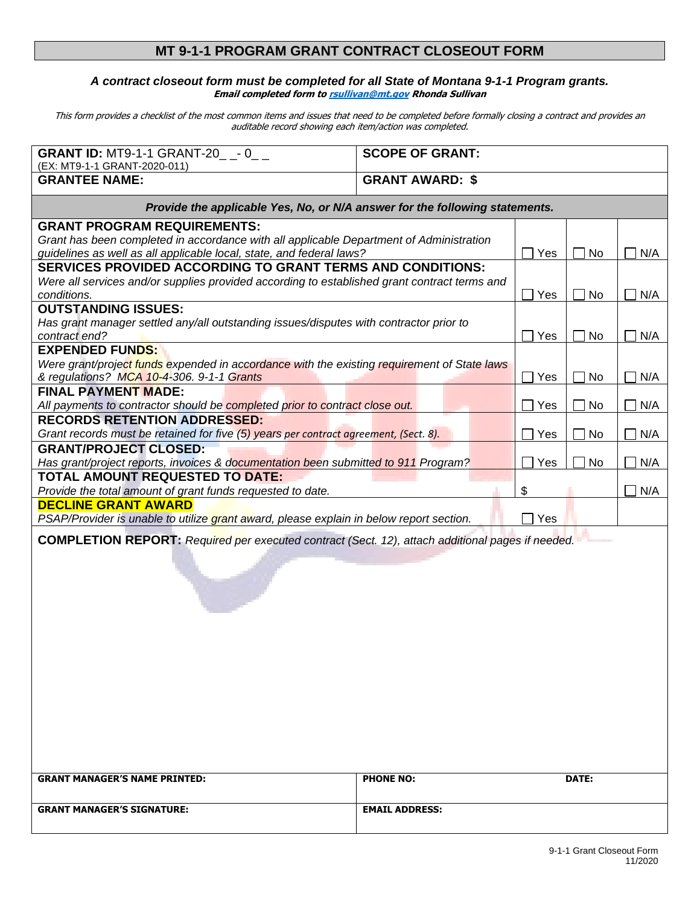# MT 9-1-1 PROGRAM GRANT CONTRACT CLOSEOUT FORM

***A contract closeout form must be completed for all State of Montana 9-1-1 Program grants.***
***Email completed form to [rsullivan@mt.gov](mailto:rsullivan@mt.gov) Rhonda Sullivan***

*This form provides a checklist of the most common items and issues that need to be completed before formally closing a contract and provides an auditable record showing each item/action was completed.*

| | |
|---|---|
| **GRANT ID:** MT9-1-1 GRANT-20_ _- 0_ _ (EX: MT9-1-1 GRANT-2020-011) | **SCOPE OF GRANT:** |
| **GRANTEE NAME:** | **GRANT AWARD: $** |

***Provide the applicable Yes, No, or N/A answer for the following statements.***

| Statement | Yes | No | N/A |
|---|---|---|---|
| **GRANT PROGRAM REQUIREMENTS:** *Grant has been completed in accordance with all applicable Department of Administration guidelines as well as all applicable local, state, and federal laws?* | ☐ Yes | ☐ No | ☐ N/A |
| **SERVICES PROVIDED ACCORDING TO GRANT TERMS AND CONDITIONS:** *Were all services and/or supplies provided according to established grant contract terms and conditions.* | ☐ Yes | ☐ No | ☐ N/A |
| **OUTSTANDING ISSUES:** *Has grant manager settled any/all outstanding issues/disputes with contractor prior to contract end?* | ☐ Yes | ☐ No | ☐ N/A |
| **EXPENDED FUNDS:** *Were grant/project funds expended in accordance with the existing requirement of State laws & regulations? MCA 10-4-306. 9-1-1 Grants* | ☐ Yes | ☐ No | ☐ N/A |
| **FINAL PAYMENT MADE:** *All payments to contractor should be completed prior to contract close out.* | ☐ Yes | ☐ No | ☐ N/A |
| **RECORDS RETENTION ADDRESSED:** *Grant records must be retained for five (5) years per contract agreement, (Sect. 8).* | ☐ Yes | ☐ No | ☐ N/A |
| **GRANT/PROJECT CLOSED:** *Has grant/project reports, invoices & documentation been submitted to 911 Program?* | ☐ Yes | ☐ No | ☐ N/A |
| **TOTAL AMOUNT REQUESTED TO DATE:** *Provide the total amount of grant funds requested to date.* | $ | | ☐ N/A |
| **DECLINE GRANT AWARD** *PSAP/Provider is unable to utilize grant award, please explain in below report section.* | ☐ Yes | | |

**COMPLETION REPORT:** *Required per executed contract (Sect. 12), attach additional pages if needed.*

| | | |
|---|---|---|
| **GRANT MANAGER'S NAME PRINTED:** | **PHONE NO:** | **DATE:** |
| **GRANT MANAGER'S SIGNATURE:** | **EMAIL ADDRESS:** | |

9-1-1 Grant Closeout Form
11/2020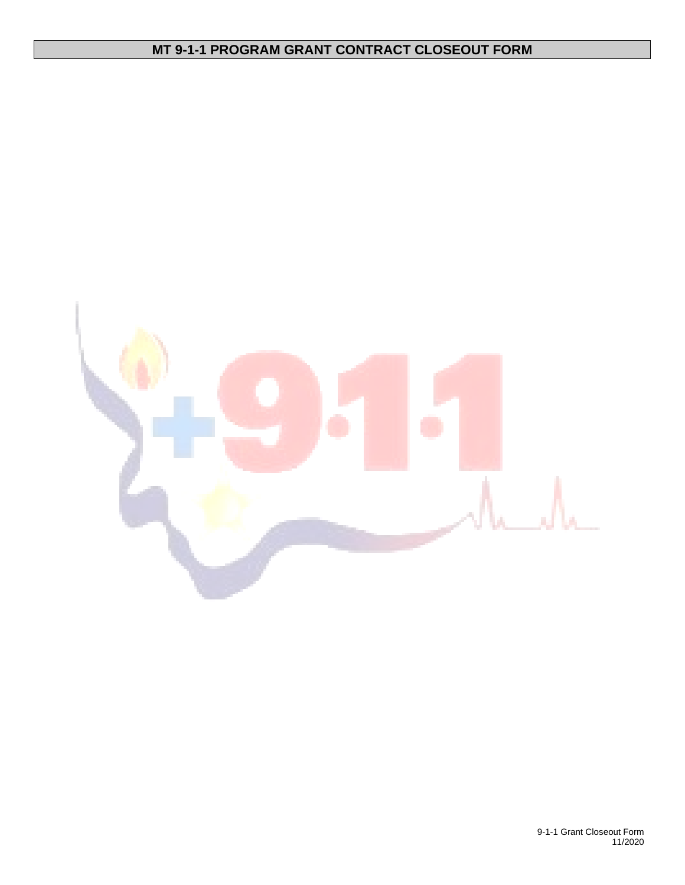# MT 9-1-1 PROGRAM GRANT CONTRACT CLOSEOUT FORM

9-1-1 Grant Closeout Form
11/2020